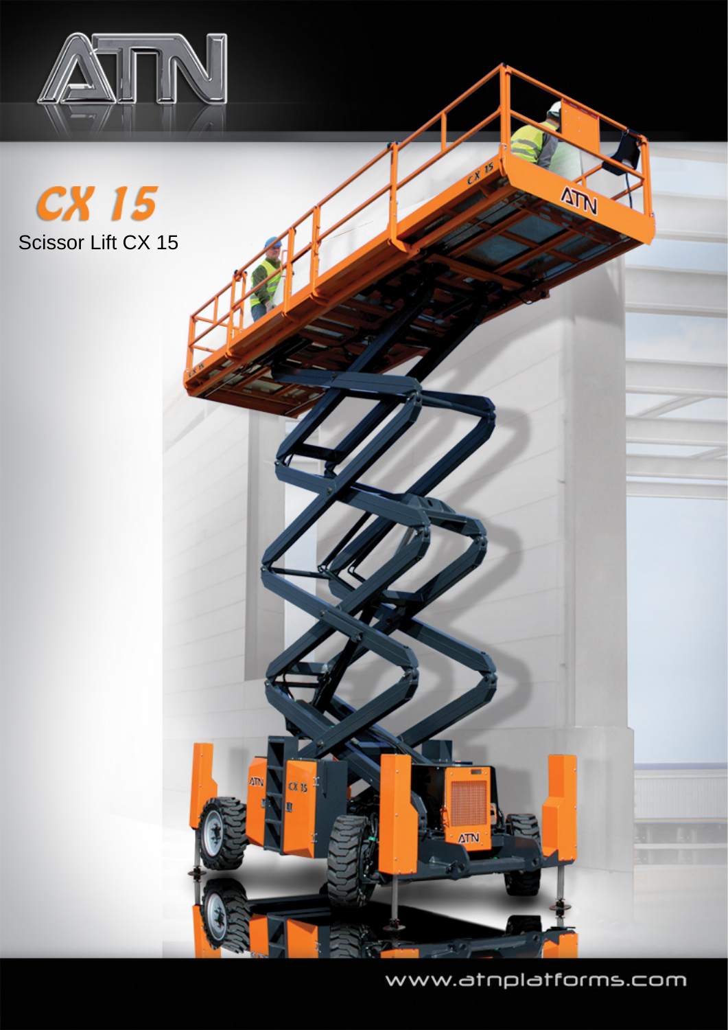# ATN

## CX 15

Scissor Lift CX 15

www.atnplatforms.com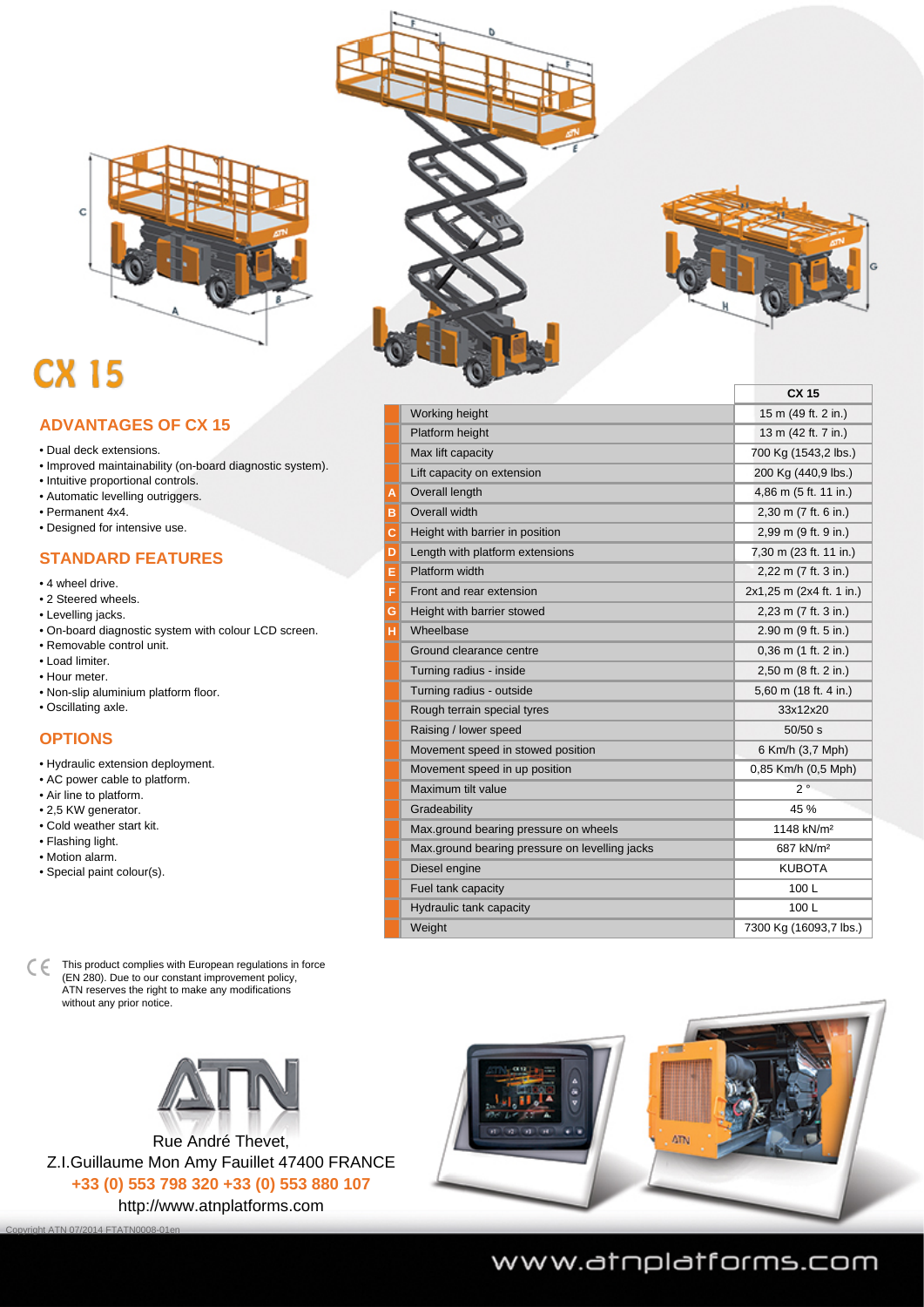# CX 15

## ADVANTAGES OF CX 15

- Dual deck extensions.
- Improved maintainability (on-board diagnostic system).
- Intuitive proportional controls.
- Automatic levelling outriggers.
- Permanent 4x4.
- Designed for intensive use.

## STANDARD FEATURES

- 4 wheel drive.
- 2 Steered wheels.
- Levelling jacks.
- On-board diagnostic system with colour LCD screen.
- Removable control unit.
- Load limiter.
- Hour meter.
- Non-slip aluminium platform floor.
- Oscillating axle.

## OPTIONS

- Hydraulic extension deployment.
- AC power cable to platform.
- Air line to platform.
- 2,5 KW generator.
- Cold weather start kit.
- Flashing light.
- Motion alarm.
- Special paint colour(s).

| | | CX 15 |
|---|---|---|
| | Working height | 15 m (49 ft. 2 in.) |
| | Platform height | 13 m (42 ft. 7 in.) |
| | Max lift capacity | 700 Kg (1543,2 lbs.) |
| | Lift capacity on extension | 200 Kg (440,9 lbs.) |
| A | Overall length | 4,86 m (5 ft. 11 in.) |
| B | Overall width | 2,30 m (7 ft. 6 in.) |
| C | Height with barrier in position | 2,99 m (9 ft. 9 in.) |
| D | Length with platform extensions | 7,30 m (23 ft. 11 in.) |
| E | Platform width | 2,22 m (7 ft. 3 in.) |
| F | Front and rear extension | 2x1,25 m (2x4 ft. 1 in.) |
| G | Height with barrier stowed | 2,23 m (7 ft. 3 in.) |
| H | Wheelbase | 2.90 m (9 ft. 5 in.) |
| | Ground clearance centre | 0,36 m (1 ft. 2 in.) |
| | Turning radius - inside | 2,50 m (8 ft. 2 in.) |
| | Turning radius - outside | 5,60 m (18 ft. 4 in.) |
| | Rough terrain special tyres | 33x12x20 |
| | Raising / lower speed | 50/50 s |
| | Movement speed in stowed position | 6 Km/h (3,7 Mph) |
| | Movement speed in up position | 0,85 Km/h (0,5 Mph) |
| | Maximum tilt value | 2 ° |
| | Gradeability | 45 % |
| | Max.ground bearing pressure on wheels | 1148 kN/m² |
| | Max.ground bearing pressure on levelling jacks | 687 kN/m² |
| | Diesel engine | KUBOTA |
| | Fuel tank capacity | 100 L |
| | Hydraulic tank capacity | 100 L |
| | Weight | 7300 Kg (16093,7 lbs.) |

CE This product complies with European regulations in force (EN 280). Due to our constant improvement policy, ATN reserves the right to make any modifications without any prior notice.

ATN

Rue André Thevet,
Z.I.Guillaume Mon Amy Faulliet 47400 FRANCE
**+33 (0) 553 798 320 +33 (0) 553 880 107**
http://www.atnplatforms.com

Copyright ATN 07/2014 FTATN0008-01en

www.atnplatforms.com